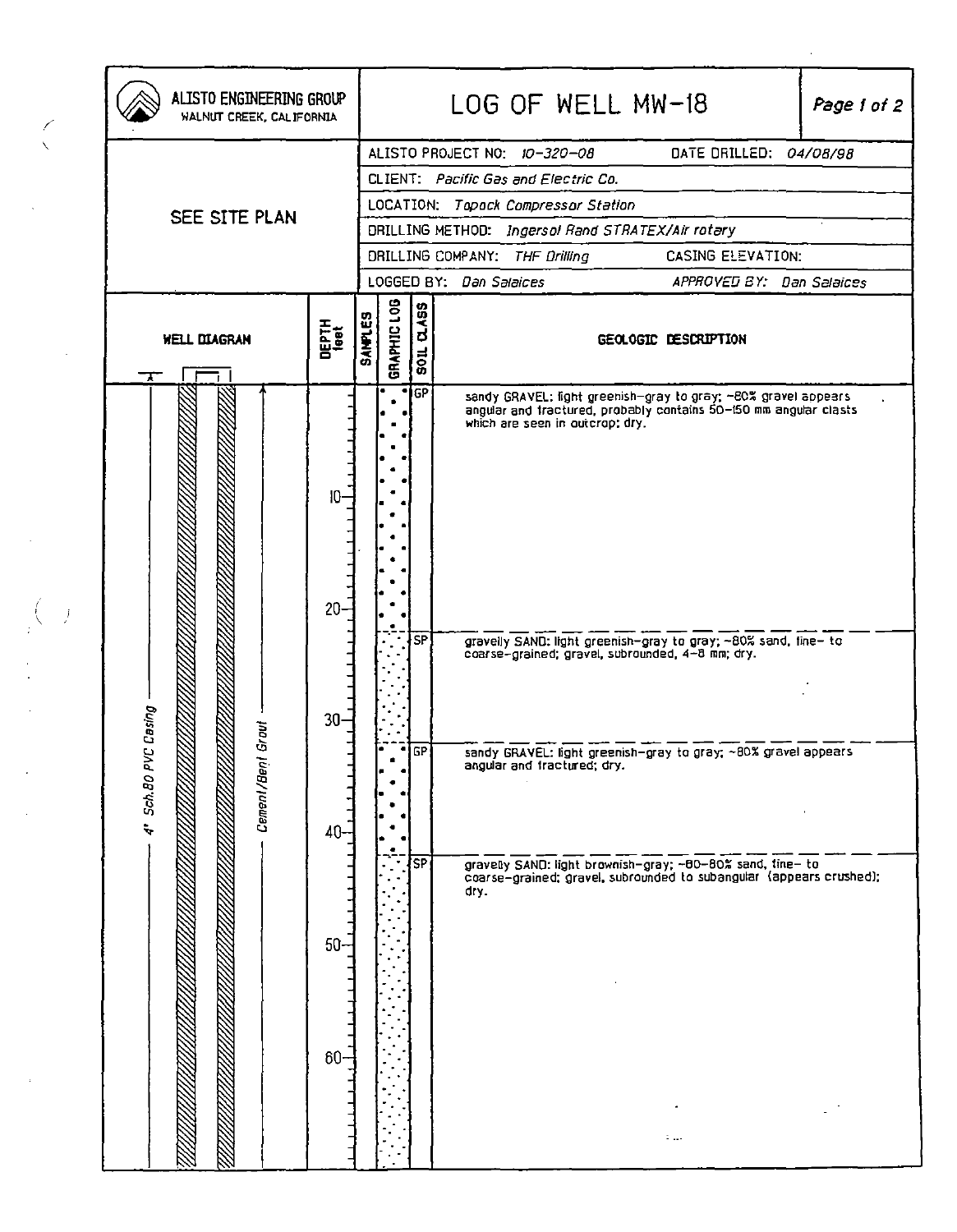# LOG OF WELL MW-18

**ALISTO ENGINEERING GROUP**
WALNUT CREEK, CALIFORNIA

Page 1 of 2

SEE SITE PLAN

| | |
|---|---|
| ALISTO PROJECT NO: *10-320-08* | DATE DRILLED: *04/08/98* |
| CLIENT: *Pacific Gas and Electric Co.* | |
| LOCATION: *Topock Compressor Station* | |
| DRILLING METHOD: *Ingersol Rand STRATEX/Air rotary* | |
| DRILLING COMPANY: *THF Drilling* | CASING ELEVATION: |
| LOGGED BY: *Dan Salaices* | APPROVED BY: *Dan Salaices* |

**WELL DIAGRAM:** 4" Sch.80 PVC Casing; Cement/Bent Grout

| DEPTH (feet) | SOIL CLASS | GEOLOGIC DESCRIPTION |
|---|---|---|
| 0–21 | GP | sandy GRAVEL: light greenish-gray to gray; ~80% gravel appears angular and fractured, probably contains 50–150 mm angular clasts which are seen in outcrop; dry. |
| 21–31 | SP | gravelly SAND: light greenish-gray to gray; ~80% sand, fine- to coarse-grained; gravel, subrounded, 4–8 mm; dry. |
| 31–41 | GP | sandy GRAVEL: light greenish-gray to gray; ~80% gravel appears angular and fractured; dry. |
| 41–(end of page) | SP | gravelly SAND: light brownish-gray; ~60–80% sand, fine- to coarse-grained; gravel, subrounded to subangular (appears crushed); dry. |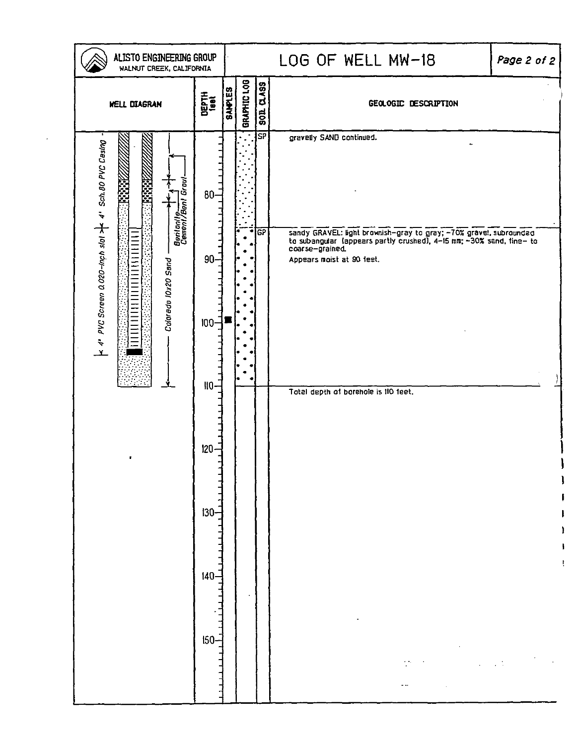# ALISTO ENGINEERING GROUP

WALNUT CREEK, CALIFORNIA

## LOG OF WELL MW-18

| WELL DIAGRAM | DEPTH feet | SAMPLES | GRAPHIC LOG | SOIL CLASS | GEOLOGIC DESCRIPTION |
|---|---|---|---|---|---|
| | | | | SP | gravelly SAND continued. |
| | | | | GP | sandy GRAVEL: light brownish-gray to gray; ~70% gravel, subrounded to subangular (appears partly crushed), 4-15 mm; ~30% sand, fine- to coarse-grained. Appears moist at 90 feet. |
| | 110 | | | | Total depth of borehole is 110 feet. |

Well diagram labels:

4" Sch.80 PVC Casing

4" PVC Screen 0.020-inch slot

Bentonite

Cement/Bent Grout

Colorado 10x20 Sand

Depth scale: 80, 90, 100, 110, 120, 130, 140, 150